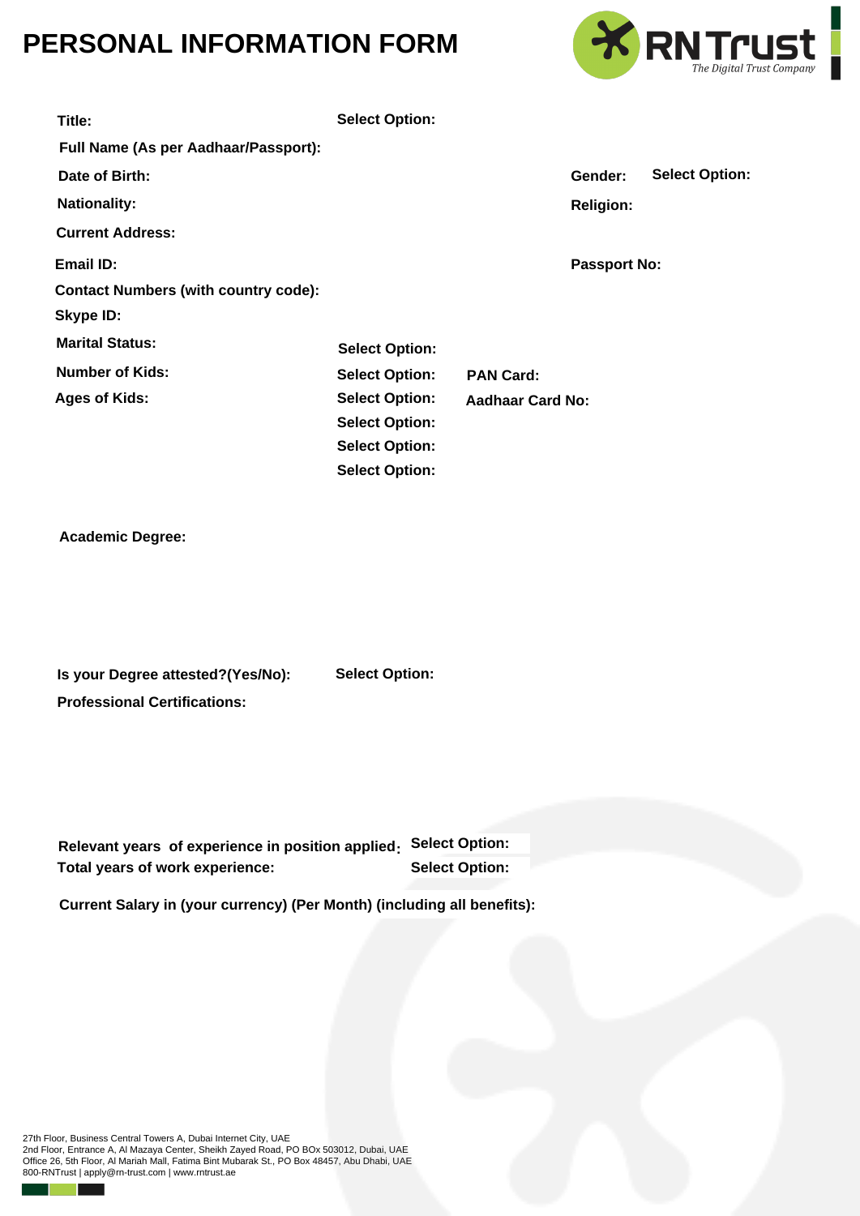# PERSONAL INFORMATION FORM

RNTrust
*The Digital Trust Company*

**Title:** **Select Option:**

**Full Name (As per Aadhaar/Passport):**

**Date of Birth:** **Gender:** **Select Option:**

**Nationality:** **Religion:**

**Current Address:**

**Email ID:** **Passport No:**

**Contact Numbers (with country code):**

**Skype ID:**

**Marital Status:** **Select Option:**

**Number of Kids:** **Select Option:** **PAN Card:**

**Ages of Kids:** **Select Option:** **Aadhaar Card No:**

**Select Option:**

**Select Option:**

**Select Option:**

**Academic Degree:**

**Is your Degree attested?(Yes/No):** **Select Option:**

**Professional Certifications:**

**Relevant years of experience in position applied:** **Select Option:**

**Total years of work experience:** **Select Option:**

**Current Salary in (your currency) (Per Month) (including all benefits):**

27th Floor, Business Central Towers A, Dubai Internet City, UAE
2nd Floor, Entrance A, Al Mazaya Center, Sheikh Zayed Road, PO BOx 503012, Dubai, UAE
Office 26, 5th Floor, Al Mariah Mall, Fatima Bint Mubarak St., PO Box 48457, Abu Dhabi, UAE
800-RNTrust | apply@rn-trust.com | www.rntrust.ae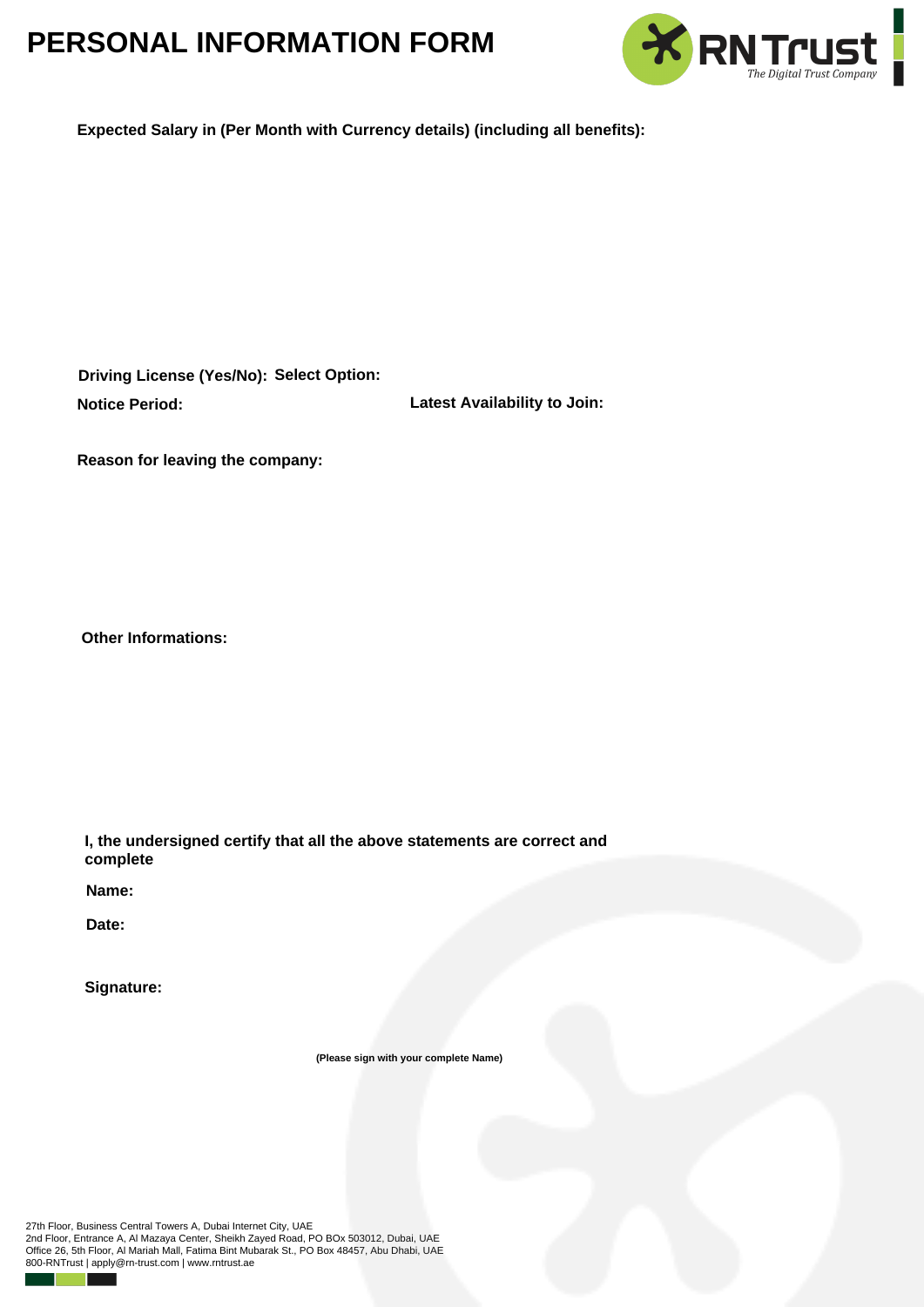# PERSONAL INFORMATION FORM

**Expected Salary in (Per Month with Currency details) (including all benefits):**

**Driving License (Yes/No):** **Select Option:**

**Notice Period:**

**Latest Availability to Join:**

**Reason for leaving the company:**

**Other Informations:**

**I, the undersigned certify that all the above statements are correct and complete**

**Name:**

**Date:**

**Signature:**

**(Please sign with your complete Name)**

27th Floor, Business Central Towers A, Dubai Internet City, UAE
2nd Floor, Entrance A, Al Mazaya Center, Sheikh Zayed Road, PO BOx 503012, Dubai, UAE
Office 26, 5th Floor, Al Mariah Mall, Fatima Bint Mubarak St., PO Box 48457, Abu Dhabi, UAE
800-RNTrust | apply@rn-trust.com | www.rntrust.ae